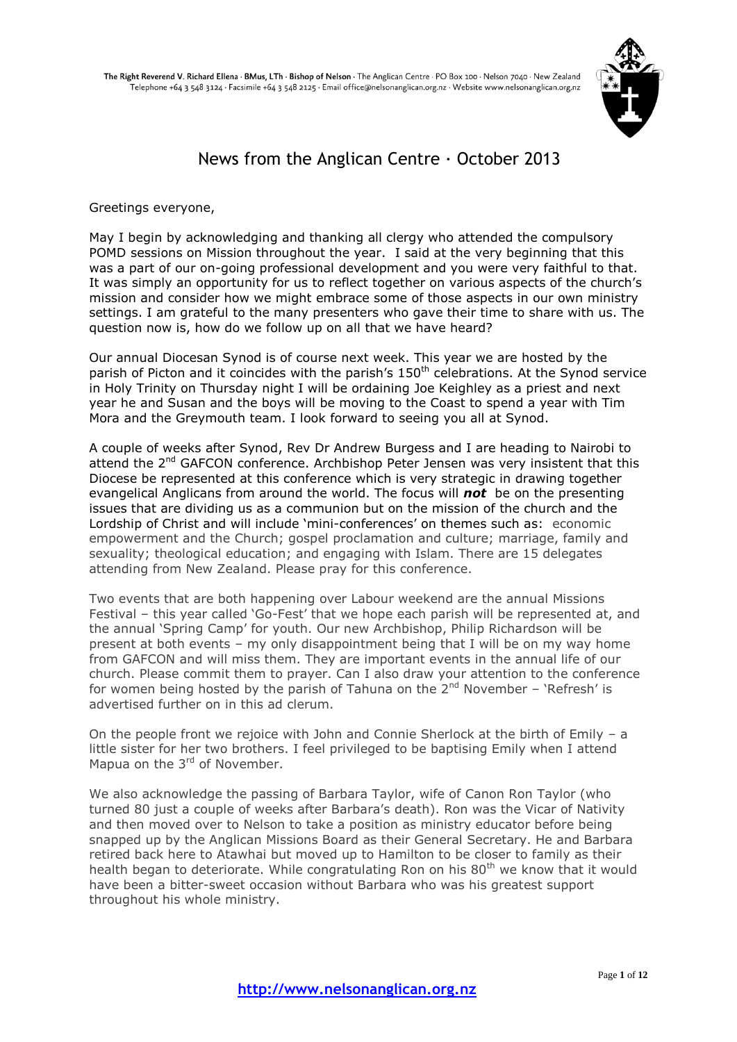The Right Reverend V. Richard Ellena · BMus, LTh · Bishop of Nelson · The Anglican Centre · PO Box 100 · Nelson 7040 · New Zealand
Telephone +64 3 548 3124 · Facsimile +64 3 548 2125 · Email office@nelsonanglican.org.nz · Website www.nelsonanglican.org.nz

# News from the Anglican Centre · October 2013

Greetings everyone,

May I begin by acknowledging and thanking all clergy who attended the compulsory POMD sessions on Mission throughout the year. I said at the very beginning that this was a part of our on-going professional development and you were very faithful to that. It was simply an opportunity for us to reflect together on various aspects of the church's mission and consider how we might embrace some of those aspects in our own ministry settings. I am grateful to the many presenters who gave their time to share with us. The question now is, how do we follow up on all that we have heard?

Our annual Diocesan Synod is of course next week. This year we are hosted by the parish of Picton and it coincides with the parish's 150th celebrations. At the Synod service in Holy Trinity on Thursday night I will be ordaining Joe Keighley as a priest and next year he and Susan and the boys will be moving to the Coast to spend a year with Tim Mora and the Greymouth team. I look forward to seeing you all at Synod.

A couple of weeks after Synod, Rev Dr Andrew Burgess and I are heading to Nairobi to attend the 2nd GAFCON conference. Archbishop Peter Jensen was very insistent that this Diocese be represented at this conference which is very strategic in drawing together evangelical Anglicans from around the world. The focus will ***not*** be on the presenting issues that are dividing us as a communion but on the mission of the church and the Lordship of Christ and will include 'mini-conferences' on themes such as: economic empowerment and the Church; gospel proclamation and culture; marriage, family and sexuality; theological education; and engaging with Islam. There are 15 delegates attending from New Zealand. Please pray for this conference.

Two events that are both happening over Labour weekend are the annual Missions Festival – this year called 'Go-Fest' that we hope each parish will be represented at, and the annual 'Spring Camp' for youth. Our new Archbishop, Philip Richardson will be present at both events – my only disappointment being that I will be on my way home from GAFCON and will miss them. They are important events in the annual life of our church. Please commit them to prayer. Can I also draw your attention to the conference for women being hosted by the parish of Tahuna on the 2nd November – 'Refresh' is advertised further on in this ad clerum.

On the people front we rejoice with John and Connie Sherlock at the birth of Emily – a little sister for her two brothers. I feel privileged to be baptising Emily when I attend Mapua on the 3rd of November.

We also acknowledge the passing of Barbara Taylor, wife of Canon Ron Taylor (who turned 80 just a couple of weeks after Barbara's death). Ron was the Vicar of Nativity and then moved over to Nelson to take a position as ministry educator before being snapped up by the Anglican Missions Board as their General Secretary. He and Barbara retired back here to Atawhai but moved up to Hamilton to be closer to family as their health began to deteriorate. While congratulating Ron on his 80th we know that it would have been a bitter-sweet occasion without Barbara who was his greatest support throughout his whole ministry.

**http://www.nelsonanglican.org.nz**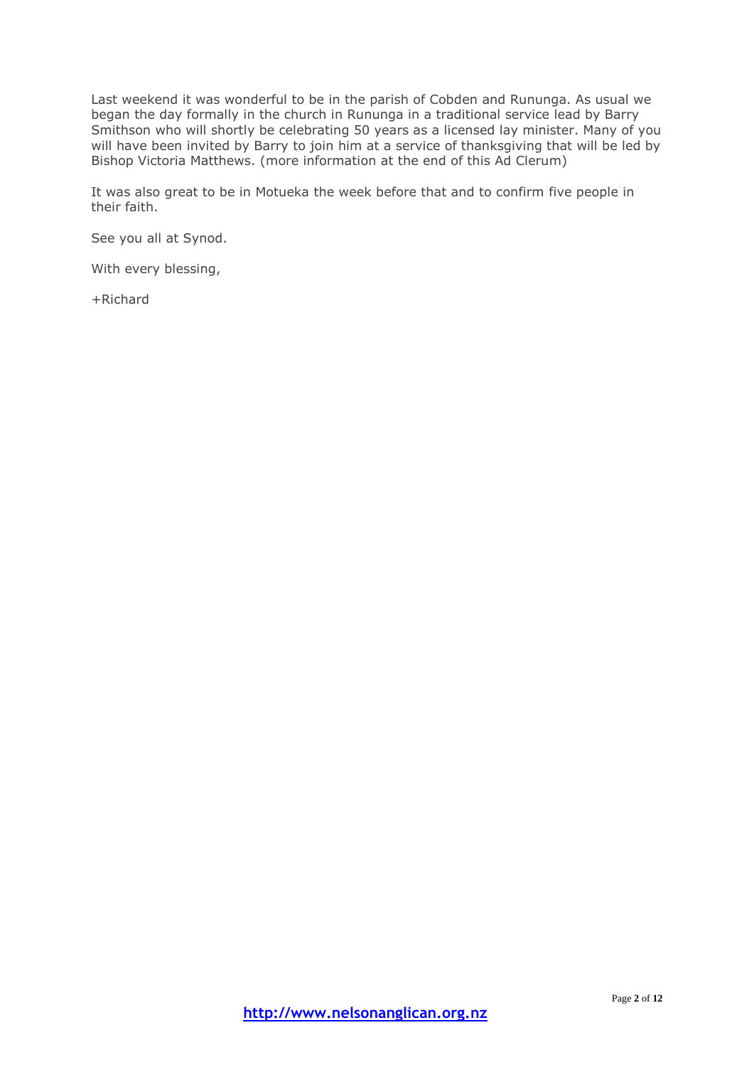Last weekend it was wonderful to be in the parish of Cobden and Runanga. As usual we began the day formally in the church in Runanga in a traditional service lead by Barry Smithson who will shortly be celebrating 50 years as a licensed lay minister. Many of you will have been invited by Barry to join him at a service of thanksgiving that will be led by Bishop Victoria Matthews. (more information at the end of this Ad Clerum)

It was also great to be in Motueka the week before that and to confirm five people in their faith.

See you all at Synod.

With every blessing,

+Richard

**http://www.nelsonanglican.org.nz**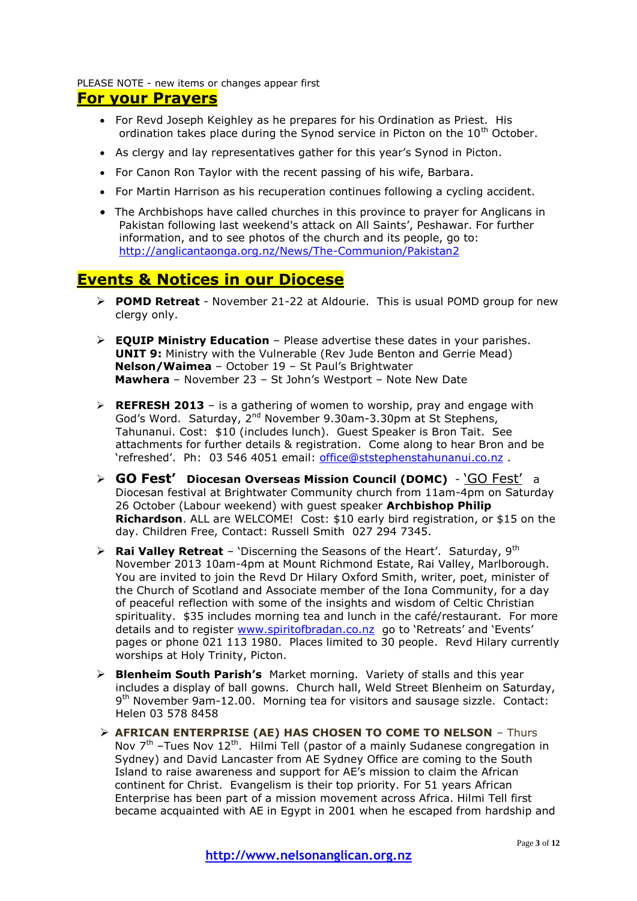PLEASE NOTE - new items or changes appear first

## For your Prayers

- For Revd Joseph Keighley as he prepares for his Ordination as Priest. His ordination takes place during the Synod service in Picton on the 10th October.
- As clergy and lay representatives gather for this year's Synod in Picton.
- For Canon Ron Taylor with the recent passing of his wife, Barbara.
- For Martin Harrison as his recuperation continues following a cycling accident.
- The Archbishops have called churches in this province to prayer for Anglicans in Pakistan following last weekend's attack on All Saints', Peshawar. For further information, and to see photos of the church and its people, go to: http://anglicantaonga.org.nz/News/The-Communion/Pakistan2

## Events & Notices in our Diocese

- **POMD Retreat** - November 21-22 at Aldourie. This is usual POMD group for new clergy only.
- **EQUIP Ministry Education** – Please advertise these dates in your parishes.
  **UNIT 9:** Ministry with the Vulnerable (Rev Jude Benton and Gerrie Mead)
  **Nelson/Waimea** – October 19 – St Paul's Brightwater
  **Mawhera** – November 23 – St John's Westport – Note New Date
- **REFRESH 2013** – is a gathering of women to worship, pray and engage with God's Word. Saturday, 2nd November 9.30am-3.30pm at St Stephens, Tahunanui. Cost: $10 (includes lunch). Guest Speaker is Bron Tait. See attachments for further details & registration. Come along to hear Bron and be 'refreshed'. Ph: 03 546 4051 email: office@ststephenstahunanui.co.nz .
- **GO Fest' Diocesan Overseas Mission Council (DOMC)** - 'GO Fest' a Diocesan festival at Brightwater Community church from 11am-4pm on Saturday 26 October (Labour weekend) with guest speaker **Archbishop Philip Richardson**. ALL are WELCOME! Cost: $10 early bird registration, or $15 on the day. Children Free, Contact: Russell Smith 027 294 7345.
- **Rai Valley Retreat** – 'Discerning the Seasons of the Heart'. Saturday, 9th November 2013 10am-4pm at Mount Richmond Estate, Rai Valley, Marlborough. You are invited to join the Revd Dr Hilary Oxford Smith, writer, poet, minister of the Church of Scotland and Associate member of the Iona Community, for a day of peaceful reflection with some of the insights and wisdom of Celtic Christian spirituality. $35 includes morning tea and lunch in the café/restaurant. For more details and to register www.spiritofbradan.co.nz go to 'Retreats' and 'Events' pages or phone 021 113 1980. Places limited to 30 people. Revd Hilary currently worships at Holy Trinity, Picton.
- **Blenheim South Parish's** Market morning. Variety of stalls and this year includes a display of ball gowns. Church hall, Weld Street Blenheim on Saturday, 9th November 9am-12.00. Morning tea for visitors and sausage sizzle. Contact: Helen 03 578 8458
- **AFRICAN ENTERPRISE (AE) HAS CHOSEN TO COME TO NELSON** – Thurs Nov 7th –Tues Nov 12th. Hilmi Tell (pastor of a mainly Sudanese congregation in Sydney) and David Lancaster from AE Sydney Office are coming to the South Island to raise awareness and support for AE's mission to claim the African continent for Christ. Evangelism is their top priority. For 51 years African Enterprise has been part of a mission movement across Africa. Hilmi Tell first became acquainted with AE in Egypt in 2001 when he escaped from hardship and

http://www.nelsonanglican.org.nz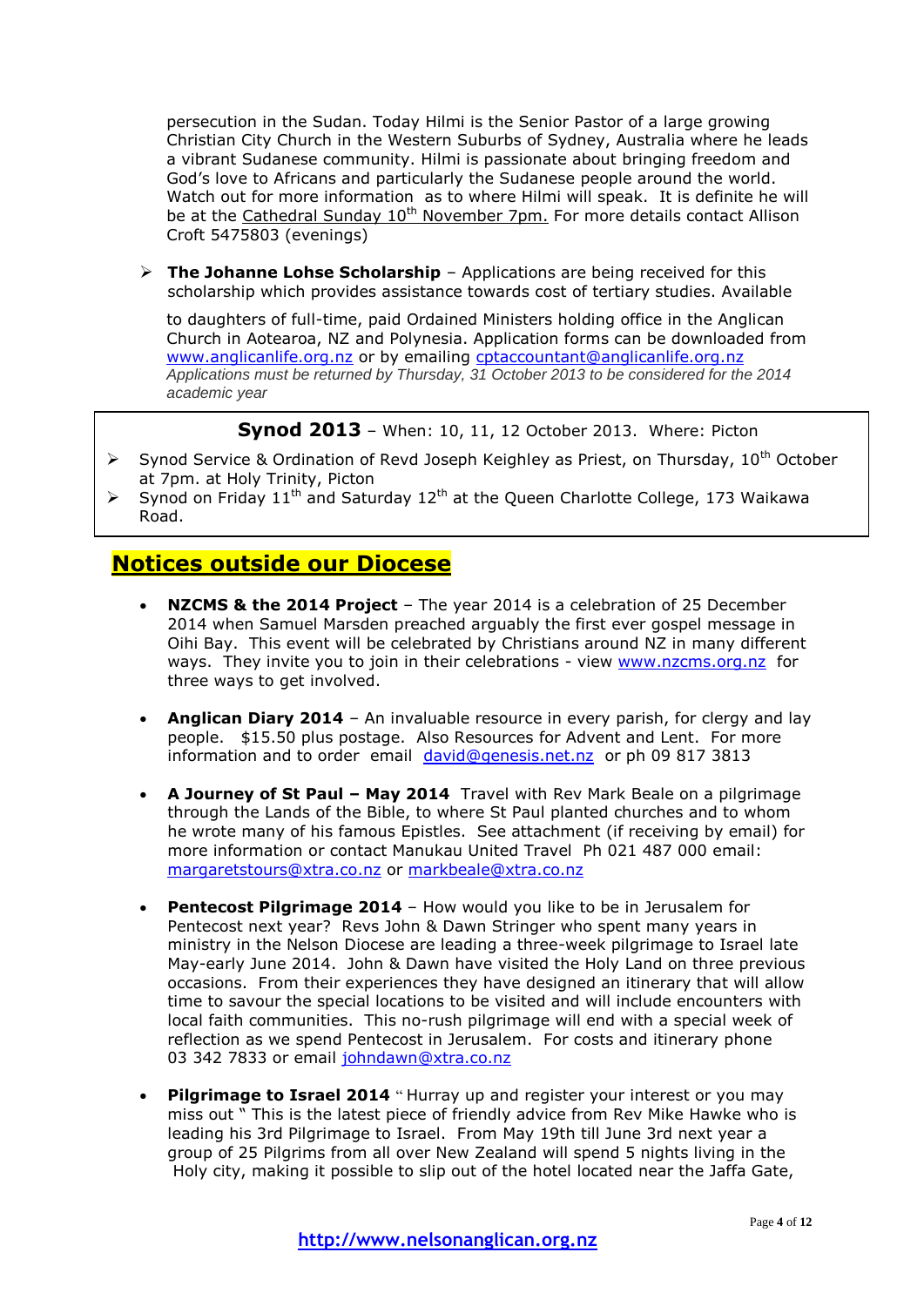persecution in the Sudan. Today Hilmi is the Senior Pastor of a large growing Christian City Church in the Western Suburbs of Sydney, Australia where he leads a vibrant Sudanese community. Hilmi is passionate about bringing freedom and God's love to Africans and particularly the Sudanese people around the world. Watch out for more information as to where Hilmi will speak. It is definite he will be at the Cathedral Sunday 10th November 7pm. For more details contact Allison Croft 5475803 (evenings)

- **The Johanne Lohse Scholarship** – Applications are being received for this scholarship which provides assistance towards cost of tertiary studies. Available to daughters of full-time, paid Ordained Ministers holding office in the Anglican Church in Aotearoa, NZ and Polynesia. Application forms can be downloaded from www.anglicanlife.org.nz or by emailing cptaccountant@anglicanlife.org.nz
  *Applications must be returned by Thursday, 31 October 2013 to be considered for the 2014 academic year*

**Synod 2013** – When: 10, 11, 12 October 2013. Where: Picton

- Synod Service & Ordination of Revd Joseph Keighley as Priest, on Thursday, 10th October at 7pm. at Holy Trinity, Picton
- Synod on Friday 11th and Saturday 12th at the Queen Charlotte College, 173 Waikawa Road.

## Notices outside our Diocese

- **NZCMS & the 2014 Project** – The year 2014 is a celebration of 25 December 2014 when Samuel Marsden preached arguably the first ever gospel message in Oihi Bay. This event will be celebrated by Christians around NZ in many different ways. They invite you to join in their celebrations - view www.nzcms.org.nz for three ways to get involved.

- **Anglican Diary 2014** – An invaluable resource in every parish, for clergy and lay people. $15.50 plus postage. Also Resources for Advent and Lent. For more information and to order email david@genesis.net.nz or ph 09 817 3813

- **A Journey of St Paul – May 2014** Travel with Rev Mark Beale on a pilgrimage through the Lands of the Bible, to where St Paul planted churches and to whom he wrote many of his famous Epistles. See attachment (if receiving by email) for more information or contact Manukau United Travel Ph 021 487 000 email: margaretstours@xtra.co.nz or markbeale@xtra.co.nz

- **Pentecost Pilgrimage 2014** – How would you like to be in Jerusalem for Pentecost next year? Revs John & Dawn Stringer who spent many years in ministry in the Nelson Diocese are leading a three-week pilgrimage to Israel late May-early June 2014. John & Dawn have visited the Holy Land on three previous occasions. From their experiences they have designed an itinerary that will allow time to savour the special locations to be visited and will include encounters with local faith communities. This no-rush pilgrimage will end with a special week of reflection as we spend Pentecost in Jerusalem. For costs and itinerary phone 03 342 7833 or email johndawn@xtra.co.nz

- **Pilgrimage to Israel 2014** " Hurray up and register your interest or you may miss out " This is the latest piece of friendly advice from Rev Mike Hawke who is leading his 3rd Pilgrimage to Israel. From May 19th till June 3rd next year a group of 25 Pilgrims from all over New Zealand will spend 5 nights living in the Holy city, making it possible to slip out of the hotel located near the Jaffa Gate,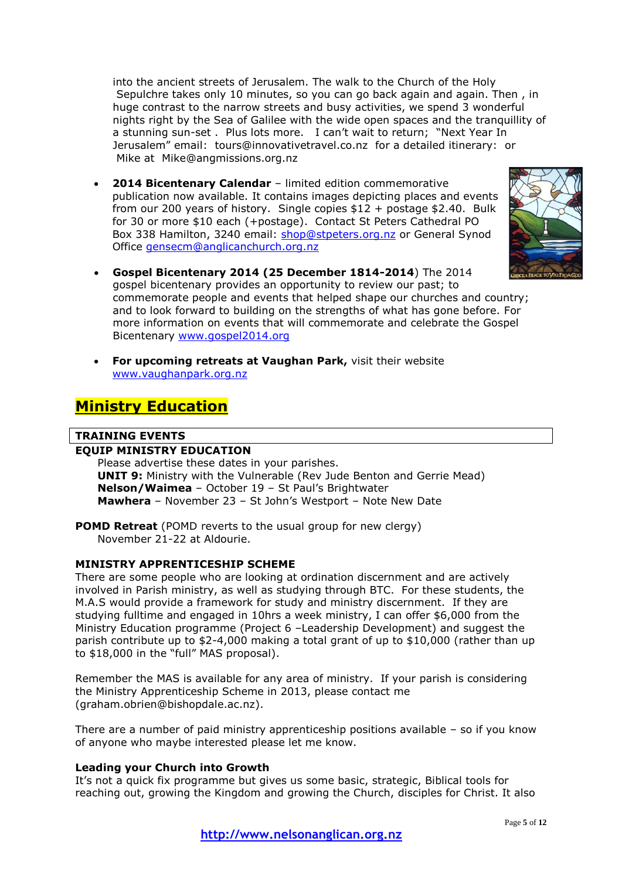into the ancient streets of Jerusalem. The walk to the Church of the Holy Sepulchre takes only 10 minutes, so you can go back again and again. Then , in huge contrast to the narrow streets and busy activities, we spend 3 wonderful nights right by the Sea of Galilee with the wide open spaces and the tranquillity of a stunning sun-set . Plus lots more. I can't wait to return; "Next Year In Jerusalem" email: tours@innovativetravel.co.nz for a detailed itinerary: or Mike at Mike@angmissions.org.nz

- **2014 Bicentenary Calendar** – limited edition commemorative publication now available. It contains images depicting places and events from our 200 years of history. Single copies $12 + postage $2.40. Bulk for 30 or more $10 each (+postage). Contact St Peters Cathedral PO Box 338 Hamilton, 3240 email: shop@stpeters.org.nz or General Synod Office gensecm@anglicanchurch.org.nz
- **Gospel Bicentenary 2014 (25 December 1814-2014**) The 2014 gospel bicentenary provides an opportunity to review our past; to commemorate people and events that helped shape our churches and country; and to look forward to building on the strengths of what has gone before. For more information on events that will commemorate and celebrate the Gospel Bicentenary www.gospel2014.org
- **For upcoming retreats at Vaughan Park,** visit their website www.vaughanpark.org.nz

## Ministry Education

### TRAINING EVENTS

**EQUIP MINISTRY EDUCATION**

Please advertise these dates in your parishes.
**UNIT 9:** Ministry with the Vulnerable (Rev Jude Benton and Gerrie Mead)
**Nelson/Waimea** – October 19 – St Paul's Brightwater
**Mawhera** – November 23 – St John's Westport – Note New Date

**POMD Retreat** (POMD reverts to the usual group for new clergy)
November 21-22 at Aldourie.

**MINISTRY APPRENTICESHIP SCHEME**

There are some people who are looking at ordination discernment and are actively involved in Parish ministry, as well as studying through BTC. For these students, the M.A.S would provide a framework for study and ministry discernment. If they are studying fulltime and engaged in 10hrs a week ministry, I can offer $6,000 from the Ministry Education programme (Project 6 –Leadership Development) and suggest the parish contribute up to $2-4,000 making a total grant of up to $10,000 (rather than up to $18,000 in the "full" MAS proposal).

Remember the MAS is available for any area of ministry. If your parish is considering the Ministry Apprenticeship Scheme in 2013, please contact me (graham.obrien@bishopdale.ac.nz).

There are a number of paid ministry apprenticeship positions available – so if you know of anyone who maybe interested please let me know.

**Leading your Church into Growth**

It's not a quick fix programme but gives us some basic, strategic, Biblical tools for reaching out, growing the Kingdom and growing the Church, disciples for Christ. It also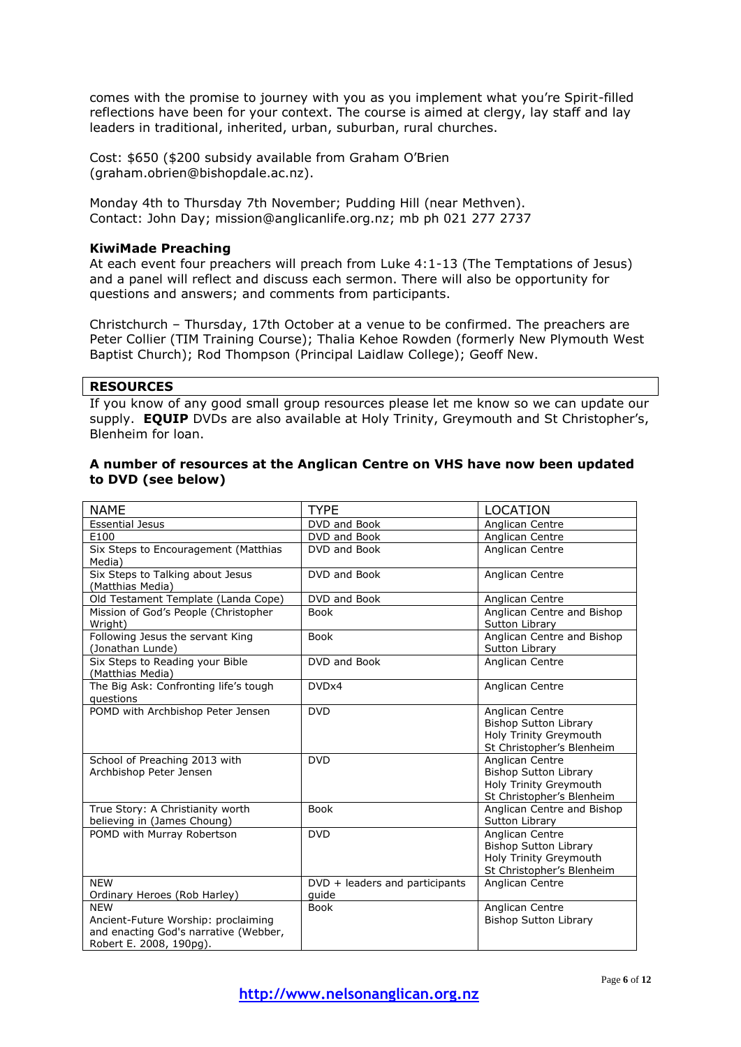comes with the promise to journey with you as you implement what you're Spirit-filled reflections have been for your context. The course is aimed at clergy, lay staff and lay leaders in traditional, inherited, urban, suburban, rural churches.

Cost: $650 ($200 subsidy available from Graham O'Brien (graham.obrien@bishopdale.ac.nz).

Monday 4th to Thursday 7th November; Pudding Hill (near Methven).
Contact: John Day; mission@anglicanlife.org.nz; mb ph 021 277 2737

**KiwiMade Preaching**
At each event four preachers will preach from Luke 4:1-13 (The Temptations of Jesus) and a panel will reflect and discuss each sermon. There will also be opportunity for questions and answers; and comments from participants.

Christchurch – Thursday, 17th October at a venue to be confirmed. The preachers are Peter Collier (TIM Training Course); Thalia Kehoe Rowden (formerly New Plymouth West Baptist Church); Rod Thompson (Principal Laidlaw College); Geoff New.

## RESOURCES

If you know of any good small group resources please let me know so we can update our supply. **EQUIP** DVDs are also available at Holy Trinity, Greymouth and St Christopher's, Blenheim for loan.

**A number of resources at the Anglican Centre on VHS have now been updated to DVD (see below)**

| NAME | TYPE | LOCATION |
|---|---|---|
| Essential Jesus | DVD and Book | Anglican Centre |
| E100 | DVD and Book | Anglican Centre |
| Six Steps to Encouragement (Matthias Media) | DVD and Book | Anglican Centre |
| Six Steps to Talking about Jesus (Matthias Media) | DVD and Book | Anglican Centre |
| Old Testament Template (Landa Cope) | DVD and Book | Anglican Centre |
| Mission of God's People (Christopher Wright) | Book | Anglican Centre and Bishop Sutton Library |
| Following Jesus the servant King (Jonathan Lunde) | Book | Anglican Centre and Bishop Sutton Library |
| Six Steps to Reading your Bible (Matthias Media) | DVD and Book | Anglican Centre |
| The Big Ask: Confronting life's tough questions | DVDx4 | Anglican Centre |
| POMD with Archbishop Peter Jensen | DVD | Anglican Centre<br>Bishop Sutton Library<br>Holy Trinity Greymouth<br>St Christopher's Blenheim |
| School of Preaching 2013 with Archbishop Peter Jensen | DVD | Anglican Centre<br>Bishop Sutton Library<br>Holy Trinity Greymouth<br>St Christopher's Blenheim |
| True Story: A Christianity worth believing in (James Choung) | Book | Anglican Centre and Bishop Sutton Library |
| POMD with Murray Robertson | DVD | Anglican Centre<br>Bishop Sutton Library<br>Holy Trinity Greymouth<br>St Christopher's Blenheim |
| NEW<br>Ordinary Heroes (Rob Harley) | DVD + leaders and participants guide | Anglican Centre |
| NEW<br>Ancient-Future Worship: proclaiming and enacting God's narrative (Webber, Robert E. 2008, 190pg). | Book | Anglican Centre<br>Bishop Sutton Library |

**http://www.nelsonanglican.org.nz**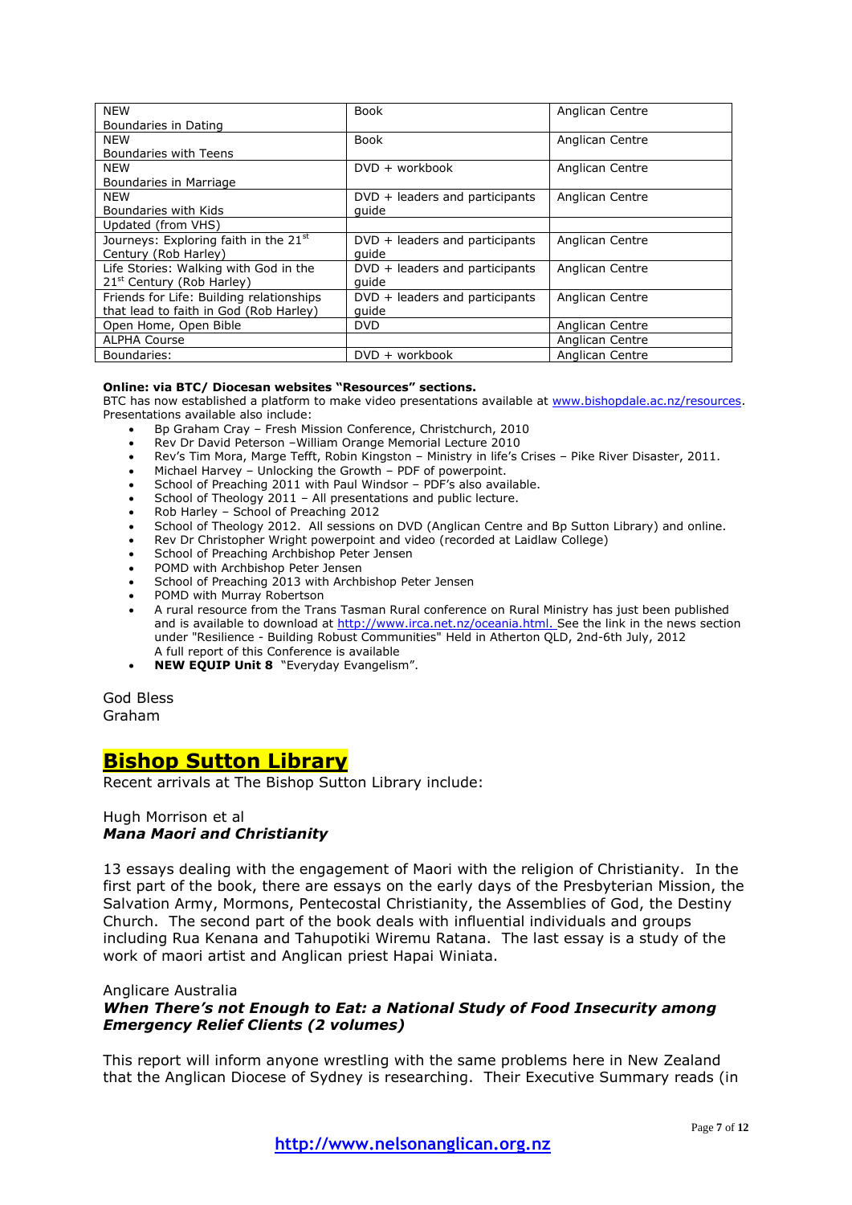| NEW Boundaries in Dating | Book | Anglican Centre |
|---|---|---|
| NEW Boundaries with Teens | Book | Anglican Centre |
| NEW Boundaries in Marriage | DVD + workbook | Anglican Centre |
| NEW Boundaries with Kids | DVD + leaders and participants guide | Anglican Centre |
| Updated (from VHS) | | |
| Journeys: Exploring faith in the 21st Century (Rob Harley) | DVD + leaders and participants guide | Anglican Centre |
| Life Stories: Walking with God in the 21st Century (Rob Harley) | DVD + leaders and participants guide | Anglican Centre |
| Friends for Life: Building relationships that lead to faith in God (Rob Harley) | DVD + leaders and participants guide | Anglican Centre |
| Open Home, Open Bible | DVD | Anglican Centre |
| ALPHA Course | | Anglican Centre |
| Boundaries: | DVD + workbook | Anglican Centre |

**Online: via BTC/ Diocesan websites "Resources" sections.**

BTC has now established a platform to make video presentations available at www.bishopdale.ac.nz/resources. Presentations available also include:

- Bp Graham Cray – Fresh Mission Conference, Christchurch, 2010
- Rev Dr David Peterson –William Orange Memorial Lecture 2010
- Rev's Tim Mora, Marge Tefft, Robin Kingston – Ministry in life's Crises – Pike River Disaster, 2011.
- Michael Harvey – Unlocking the Growth – PDF of powerpoint.
- School of Preaching 2011 with Paul Windsor – PDF's also available.
- School of Theology 2011 – All presentations and public lecture.
- Rob Harley – School of Preaching 2012
- School of Theology 2012. All sessions on DVD (Anglican Centre and Bp Sutton Library) and online.
- Rev Dr Christopher Wright powerpoint and video (recorded at Laidlaw College)
- School of Preaching Archbishop Peter Jensen
- POMD with Archbishop Peter Jensen
- School of Preaching 2013 with Archbishop Peter Jensen
- POMD with Murray Robertson
- A rural resource from the Trans Tasman Rural conference on Rural Ministry has just been published and is available to download at http://www.irca.net.nz/oceania.html. See the link in the news section under "Resilience - Building Robust Communities" Held in Atherton QLD, 2nd-6th July, 2012
  A full report of this Conference is available
- **NEW EQUIP Unit 8** "Everyday Evangelism".

God Bless
Graham

## Bishop Sutton Library

Recent arrivals at The Bishop Sutton Library include:

Hugh Morrison et al
***Mana Maori and Christianity***

13 essays dealing with the engagement of Maori with the religion of Christianity. In the first part of the book, there are essays on the early days of the Presbyterian Mission, the Salvation Army, Mormons, Pentecostal Christianity, the Assemblies of God, the Destiny Church. The second part of the book deals with influential individuals and groups including Rua Kenana and Tahupotiki Wiremu Ratana. The last essay is a study of the work of maori artist and Anglican priest Hapai Winiata.

Anglicare Australia
***When There's not Enough to Eat: a National Study of Food Insecurity among Emergency Relief Clients (2 volumes)***

This report will inform anyone wrestling with the same problems here in New Zealand that the Anglican Diocese of Sydney is researching. Their Executive Summary reads (in

**http://www.nelsonanglican.org.nz**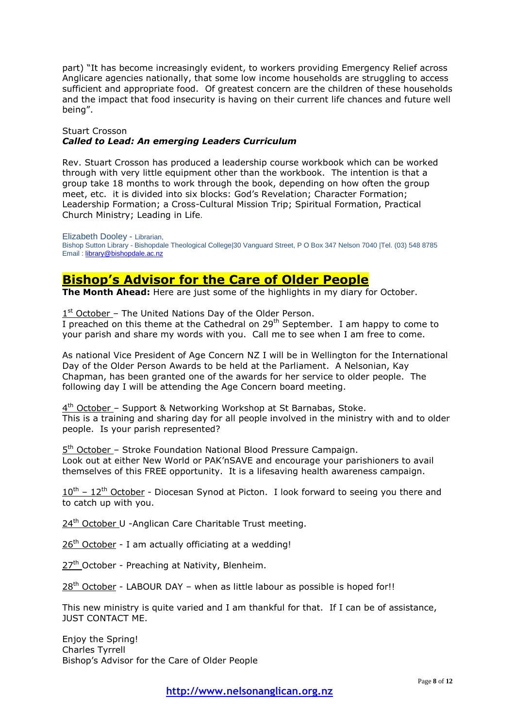part) "It has become increasingly evident, to workers providing Emergency Relief across Anglicare agencies nationally, that some low income households are struggling to access sufficient and appropriate food. Of greatest concern are the children of these households and the impact that food insecurity is having on their current life chances and future well being".

Stuart Crosson
***Called to Lead: An emerging Leaders Curriculum***

Rev. Stuart Crosson has produced a leadership course workbook which can be worked through with very little equipment other than the workbook. The intention is that a group take 18 months to work through the book, depending on how often the group meet, etc. it is divided into six blocks: God's Revelation; Character Formation; Leadership Formation; a Cross-Cultural Mission Trip; Spiritual Formation, Practical Church Ministry; Leading in Life.

Elizabeth Dooley - Librarian,
Bishop Sutton Library - Bishopdale Theological College|30 Vanguard Street, P O Box 347 Nelson 7040 |Tel. (03) 548 8785
Email : library@bishopdale.ac.nz

## Bishop's Advisor for the Care of Older People

**The Month Ahead:** Here are just some of the highlights in my diary for October.

1st October – The United Nations Day of the Older Person.
I preached on this theme at the Cathedral on 29th September. I am happy to come to your parish and share my words with you. Call me to see when I am free to come.

As national Vice President of Age Concern NZ I will be in Wellington for the International Day of the Older Person Awards to be held at the Parliament. A Nelsonian, Kay Chapman, has been granted one of the awards for her service to older people. The following day I will be attending the Age Concern board meeting.

4th October – Support & Networking Workshop at St Barnabas, Stoke.
This is a training and sharing day for all people involved in the ministry with and to older people. Is your parish represented?

5th October – Stroke Foundation National Blood Pressure Campaign.
Look out at either New World or PAK'nSAVE and encourage your parishioners to avail themselves of this FREE opportunity. It is a lifesaving health awareness campaign.

10th – 12th October - Diocesan Synod at Picton. I look forward to seeing you there and to catch up with you.

24th October U -Anglican Care Charitable Trust meeting.

26th October - I am actually officiating at a wedding!

27th October - Preaching at Nativity, Blenheim.

28th October - LABOUR DAY – when as little labour as possible is hoped for!!

This new ministry is quite varied and I am thankful for that. If I can be of assistance, JUST CONTACT ME.

Enjoy the Spring!
Charles Tyrrell
Bishop's Advisor for the Care of Older People

http://www.nelsonanglican.org.nz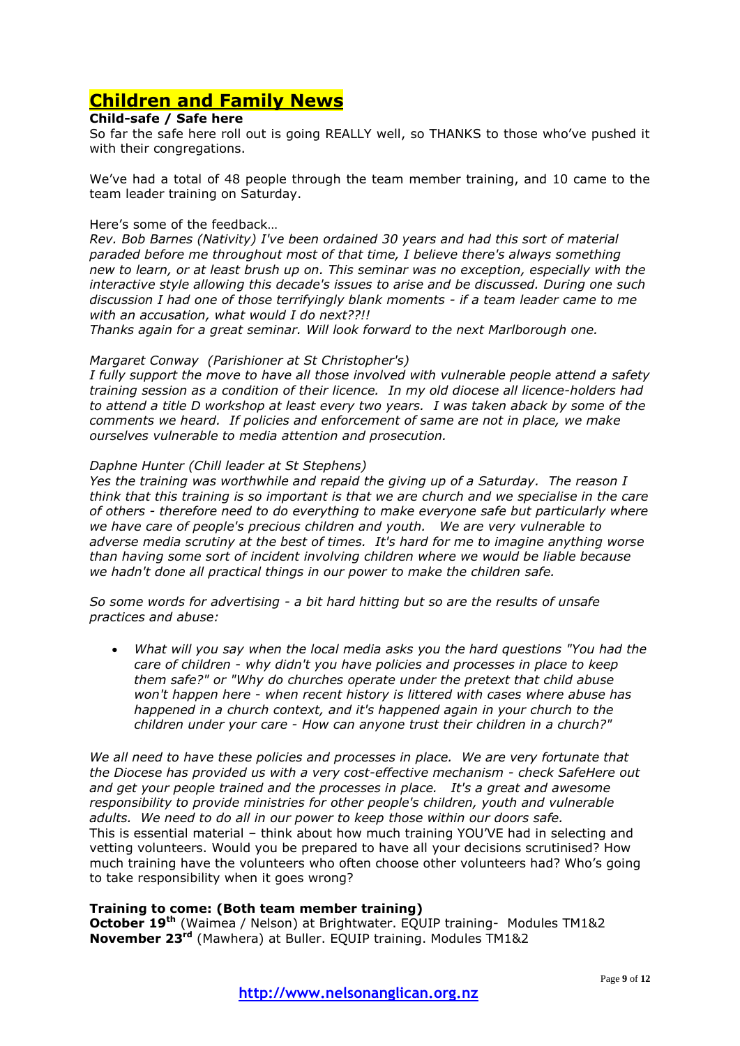# Children and Family News

**Child-safe / Safe here**

So far the safe here roll out is going REALLY well, so THANKS to those who've pushed it with their congregations.

We've had a total of 48 people through the team member training, and 10 came to the team leader training on Saturday.

Here's some of the feedback…

*Rev. Bob Barnes (Nativity) I've been ordained 30 years and had this sort of material paraded before me throughout most of that time, I believe there's always something new to learn, or at least brush up on. This seminar was no exception, especially with the interactive style allowing this decade's issues to arise and be discussed. During one such discussion I had one of those terrifyingly blank moments - if a team leader came to me with an accusation, what would I do next??!!*

*Thanks again for a great seminar. Will look forward to the next Marlborough one.*

*Margaret Conway (Parishioner at St Christopher's)*

*I fully support the move to have all those involved with vulnerable people attend a safety training session as a condition of their licence. In my old diocese all licence-holders had to attend a title D workshop at least every two years. I was taken aback by some of the comments we heard. If policies and enforcement of same are not in place, we make ourselves vulnerable to media attention and prosecution.*

*Daphne Hunter (Chill leader at St Stephens)*

*Yes the training was worthwhile and repaid the giving up of a Saturday. The reason I think that this training is so important is that we are church and we specialise in the care of others - therefore need to do everything to make everyone safe but particularly where we have care of people's precious children and youth. We are very vulnerable to adverse media scrutiny at the best of times. It's hard for me to imagine anything worse than having some sort of incident involving children where we would be liable because we hadn't done all practical things in our power to make the children safe.*

*So some words for advertising - a bit hard hitting but so are the results of unsafe practices and abuse:*

- *What will you say when the local media asks you the hard questions "You had the care of children - why didn't you have policies and processes in place to keep them safe?" or "Why do churches operate under the pretext that child abuse won't happen here - when recent history is littered with cases where abuse has happened in a church context, and it's happened again in your church to the children under your care - How can anyone trust their children in a church?"*

*We all need to have these policies and processes in place. We are very fortunate that the Diocese has provided us with a very cost-effective mechanism - check SafeHere out and get your people trained and the processes in place. It's a great and awesome responsibility to provide ministries for other people's children, youth and vulnerable adults. We need to do all in our power to keep those within our doors safe.*

This is essential material – think about how much training YOU'VE had in selecting and vetting volunteers. Would you be prepared to have all your decisions scrutinised? How much training have the volunteers who often choose other volunteers had? Who's going to take responsibility when it goes wrong?

**Training to come: (Both team member training)**

**October 19th** (Waimea / Nelson) at Brightwater. EQUIP training- Modules TM1&2

**November 23rd** (Mawhera) at Buller. EQUIP training. Modules TM1&2

http://www.nelsonanglican.org.nz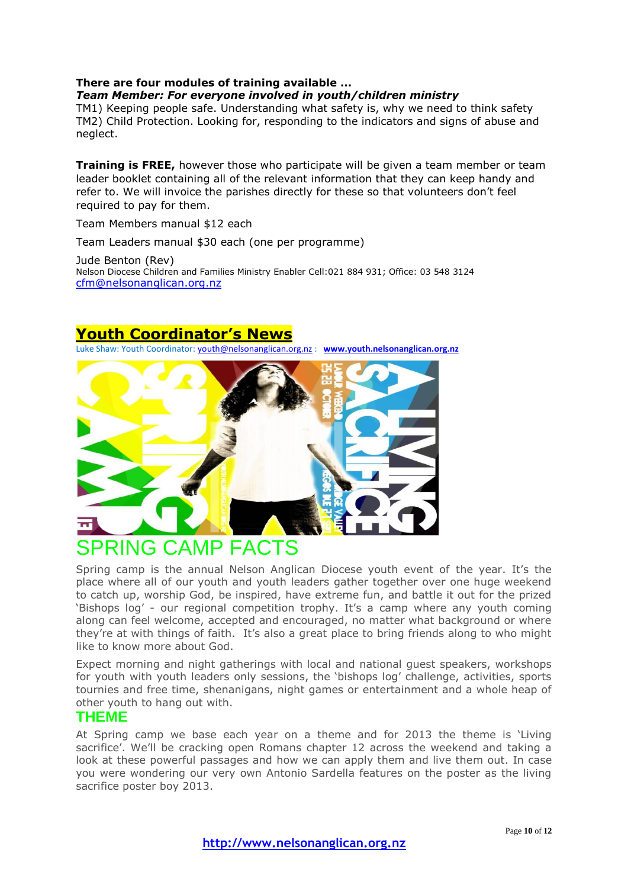**There are four modules of training available …**

***Team Member: For everyone involved in youth/children ministry***

TM1) Keeping people safe. Understanding what safety is, why we need to think safety
TM2) Child Protection. Looking for, responding to the indicators and signs of abuse and neglect.

**Training is FREE,** however those who participate will be given a team member or team leader booklet containing all of the relevant information that they can keep handy and refer to. We will invoice the parishes directly for these so that volunteers don't feel required to pay for them.

Team Members manual $12 each

Team Leaders manual $30 each (one per programme)

Jude Benton (Rev)
Nelson Diocese Children and Families Ministry Enabler Cell:021 884 931; Office: 03 548 3124
cfm@nelsonanglican.org.nz

## Youth Coordinator's News

Luke Shaw: Youth Coordinator: youth@nelsonanglican.org.nz : **www.youth.nelsonanglican.org.nz**

## SPRING CAMP FACTS

Spring camp is the annual Nelson Anglican Diocese youth event of the year. It's the place where all of our youth and youth leaders gather together over one huge weekend to catch up, worship God, be inspired, have extreme fun, and battle it out for the prized 'Bishops log' - our regional competition trophy. It's a camp where any youth coming along can feel welcome, accepted and encouraged, no matter what background or where they're at with things of faith. It's also a great place to bring friends along to who might like to know more about God.

Expect morning and night gatherings with local and national guest speakers, workshops for youth with youth leaders only sessions, the 'bishops log' challenge, activities, sports tournies and free time, shenanigans, night games or entertainment and a whole heap of other youth to hang out with.

### THEME

At Spring camp we base each year on a theme and for 2013 the theme is 'Living sacrifice'. We'll be cracking open Romans chapter 12 across the weekend and taking a look at these powerful passages and how we can apply them and live them out. In case you were wondering our very own Antonio Sardella features on the poster as the living sacrifice poster boy 2013.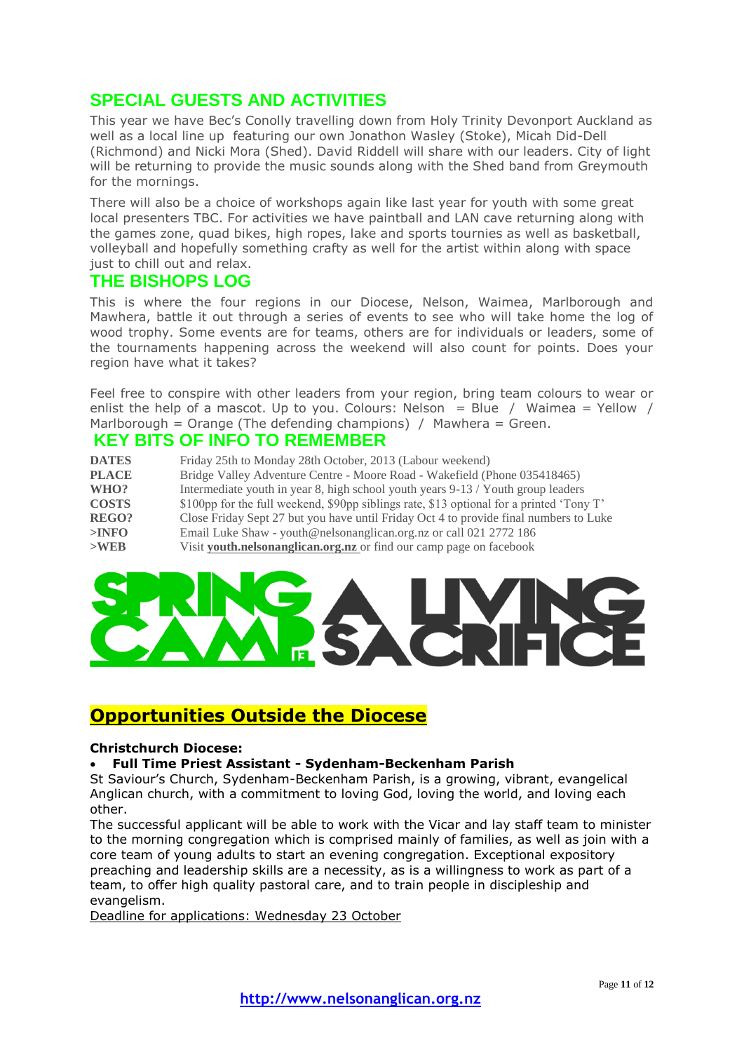## SPECIAL GUESTS AND ACTIVITIES

This year we have Bec's Conolly travelling down from Holy Trinity Devonport Auckland as well as a local line up featuring our own Jonathon Wasley (Stoke), Micah Did-Dell (Richmond) and Nicki Mora (Shed). David Riddell will share with our leaders. City of light will be returning to provide the music sounds along with the Shed band from Greymouth for the mornings.

There will also be a choice of workshops again like last year for youth with some great local presenters TBC. For activities we have paintball and LAN cave returning along with the games zone, quad bikes, high ropes, lake and sports tournies as well as basketball, volleyball and hopefully something crafty as well for the artist within along with space just to chill out and relax.

## THE BISHOPS LOG

This is where the four regions in our Diocese, Nelson, Waimea, Marlborough and Mawhera, battle it out through a series of events to see who will take home the log of wood trophy. Some events are for teams, others are for individuals or leaders, some of the tournaments happening across the weekend will also count for points. Does your region have what it takes?

Feel free to conspire with other leaders from your region, bring team colours to wear or enlist the help of a mascot. Up to you. Colours: Nelson = Blue / Waimea = Yellow / Marlborough = Orange (The defending champions) / Mawhera = Green.

## KEY BITS OF INFO TO REMEMBER

| | |
|---|---|
| **DATES** | Friday 25th to Monday 28th October, 2013 (Labour weekend) |
| **PLACE** | Bridge Valley Adventure Centre - Moore Road - Wakefield (Phone 035418465) |
| **WHO?** | Intermediate youth in year 8, high school youth years 9-13 / Youth group leaders |
| **COSTS** | $100pp for the full weekend, $90pp siblings rate, $13 optional for a printed 'Tony T' |
| **REGO?** | Close Friday Sept 27 but you have until Friday Oct 4 to provide final numbers to Luke |
| **>INFO** | Email Luke Shaw - youth@nelsonanglican.org.nz or call 021 2772 186 |
| **>WEB** | Visit **youth.nelsonanglican.org.nz** or find our camp page on facebook |

SPRING CAMP A LIVING SACRIFICE

## Opportunities Outside the Diocese

**Christchurch Diocese:**

- **Full Time Priest Assistant - Sydenham-Beckenham Parish**

St Saviour's Church, Sydenham-Beckenham Parish, is a growing, vibrant, evangelical Anglican church, with a commitment to loving God, loving the world, and loving each other.

The successful applicant will be able to work with the Vicar and lay staff team to minister to the morning congregation which is comprised mainly of families, as well as join with a core team of young adults to start an evening congregation. Exceptional expository preaching and leadership skills are a necessity, as is a willingness to work as part of a team, to offer high quality pastoral care, and to train people in discipleship and evangelism.

Deadline for applications: Wednesday 23 October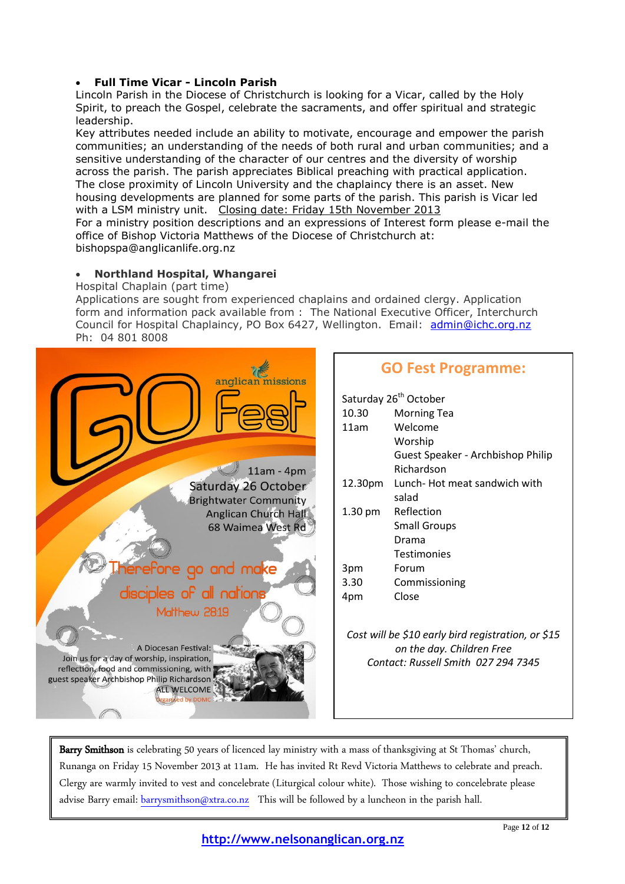- **Full Time Vicar - Lincoln Parish**

Lincoln Parish in the Diocese of Christchurch is looking for a Vicar, called by the Holy Spirit, to preach the Gospel, celebrate the sacraments, and offer spiritual and strategic leadership.

Key attributes needed include an ability to motivate, encourage and empower the parish communities; an understanding of the needs of both rural and urban communities; and a sensitive understanding of the character of our centres and the diversity of worship across the parish. The parish appreciates Biblical preaching with practical application. The close proximity of Lincoln University and the chaplaincy there is an asset. New housing developments are planned for some parts of the parish. This parish is Vicar led with a LSM ministry unit. Closing date: Friday 15th November 2013

For a ministry position descriptions and an expressions of Interest form please e-mail the office of Bishop Victoria Matthews of the Diocese of Christchurch at: bishopspa@anglicanlife.org.nz

- **Northland Hospital, Whangarei**

Hospital Chaplain (part time)

Applications are sought from experienced chaplains and ordained clergy. Application form and information pack available from : The National Executive Officer, Interchurch Council for Hospital Chaplaincy, PO Box 6427, Wellington. Email: admin@ichc.org.nz

Ph: 04 801 8008

anglican missions

GO Fest

11am - 4pm

Saturday 26 October

Brightwater Community Anglican Church Hall

68 Waimea West Rd

Therefore go and make disciples of all nations

Matthew 28:19

A Diocesan Festival:

Join us for a day of worship, inspiration, reflection, food and commissioning, with guest speaker Archbishop Philip Richardson

ALL WELCOME

Organised by DOMC

## GO Fest Programme:

Saturday 26th October

| | |
|---|---|
| 10.30 | Morning Tea |
| 11am | Welcome<br>Worship<br>Guest Speaker - Archbishop Philip Richardson |
| 12.30pm | Lunch- Hot meat sandwich with salad |
| 1.30 pm | Reflection<br>Small Groups<br>Drama<br>Testimonies |
| 3pm | Forum |
| 3.30 | Commissioning |
| 4pm | Close |

*Cost will be $10 early bird registration, or $15 on the day. Children Free*
*Contact: Russell Smith 027 294 7345*

**Barry Smithson** is celebrating 50 years of licenced lay ministry with a mass of thanksgiving at St Thomas' church, Runanga on Friday 15 November 2013 at 11am. He has invited Rt Revd Victoria Matthews to celebrate and preach. Clergy are warmly invited to vest and concelebrate (Liturgical colour white). Those wishing to concelebrate please advise Barry email: barrysmithson@xtra.co.nz This will be followed by a luncheon in the parish hall.

http://www.nelsonanglican.org.nz